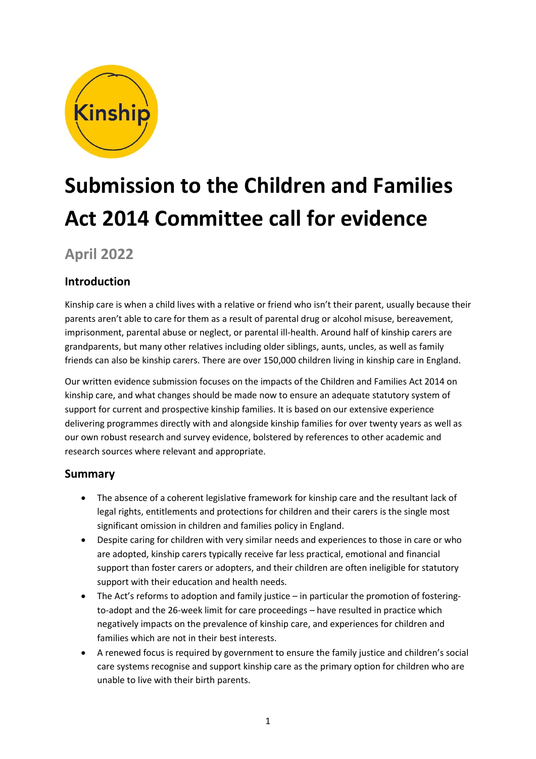# Submission to the Children and Families Act 2014 Committee call for evidence

## April 2022

### Introduction

Kinship care is when a child lives with a relative or friend who isn't their parent, usually because their parents aren't able to care for them as a result of parental drug or alcohol misuse, bereavement, imprisonment, parental abuse or neglect, or parental ill-health. Around half of kinship carers are grandparents, but many other relatives including older siblings, aunts, uncles, as well as family friends can also be kinship carers. There are over 150,000 children living in kinship care in England.

Our written evidence submission focuses on the impacts of the Children and Families Act 2014 on kinship care, and what changes should be made now to ensure an adequate statutory system of support for current and prospective kinship families. It is based on our extensive experience delivering programmes directly with and alongside kinship families for over twenty years as well as our own robust research and survey evidence, bolstered by references to other academic and research sources where relevant and appropriate.

### Summary

- The absence of a coherent legislative framework for kinship care and the resultant lack of legal rights, entitlements and protections for children and their carers is the single most significant omission in children and families policy in England.
- Despite caring for children with very similar needs and experiences to those in care or who are adopted, kinship carers typically receive far less practical, emotional and financial support than foster carers or adopters, and their children are often ineligible for statutory support with their education and health needs.
- The Act's reforms to adoption and family justice – in particular the promotion of fostering-to-adopt and the 26-week limit for care proceedings – have resulted in practice which negatively impacts on the prevalence of kinship care, and experiences for children and families which are not in their best interests.
- A renewed focus is required by government to ensure the family justice and children's social care systems recognise and support kinship care as the primary option for children who are unable to live with their birth parents.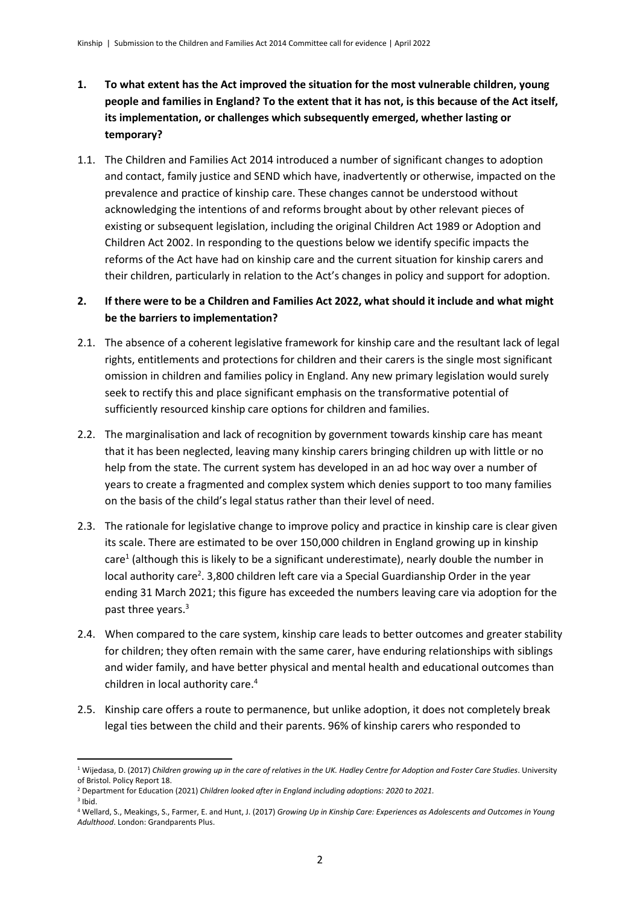1. **To what extent has the Act improved the situation for the most vulnerable children, young people and families in England? To the extent that it has not, is this because of the Act itself, its implementation, or challenges which subsequently emerged, whether lasting or temporary?**

1.1. The Children and Families Act 2014 introduced a number of significant changes to adoption and contact, family justice and SEND which have, inadvertently or otherwise, impacted on the prevalence and practice of kinship care. These changes cannot be understood without acknowledging the intentions of and reforms brought about by other relevant pieces of existing or subsequent legislation, including the original Children Act 1989 or Adoption and Children Act 2002. In responding to the questions below we identify specific impacts the reforms of the Act have had on kinship care and the current situation for kinship carers and their children, particularly in relation to the Act's changes in policy and support for adoption.

2. **If there were to be a Children and Families Act 2022, what should it include and what might be the barriers to implementation?**

2.1. The absence of a coherent legislative framework for kinship care and the resultant lack of legal rights, entitlements and protections for children and their carers is the single most significant omission in children and families policy in England. Any new primary legislation would surely seek to rectify this and place significant emphasis on the transformative potential of sufficiently resourced kinship care options for children and families.

2.2. The marginalisation and lack of recognition by government towards kinship care has meant that it has been neglected, leaving many kinship carers bringing children up with little or no help from the state. The current system has developed in an ad hoc way over a number of years to create a fragmented and complex system which denies support to too many families on the basis of the child's legal status rather than their level of need.

2.3. The rationale for legislative change to improve policy and practice in kinship care is clear given its scale. There are estimated to be over 150,000 children in England growing up in kinship care[1] (although this is likely to be a significant underestimate), nearly double the number in local authority care[2]. 3,800 children left care via a Special Guardianship Order in the year ending 31 March 2021; this figure has exceeded the numbers leaving care via adoption for the past three years.[3]

2.4. When compared to the care system, kinship care leads to better outcomes and greater stability for children; they often remain with the same carer, have enduring relationships with siblings and wider family, and have better physical and mental health and educational outcomes than children in local authority care.[4]

2.5. Kinship care offers a route to permanence, but unlike adoption, it does not completely break legal ties between the child and their parents. 96% of kinship carers who responded to

---

[1] Wijedasa, D. (2017) *Children growing up in the care of relatives in the UK. Hadley Centre for Adoption and Foster Care Studies*. University of Bristol. Policy Report 18.

[2] Department for Education (2021) *Children looked after in England including adoptions: 2020 to 2021.*

[3] Ibid.

[4] Wellard, S., Meakings, S., Farmer, E. and Hunt, J. (2017) *Growing Up in Kinship Care: Experiences as Adolescents and Outcomes in Young Adulthood*. London: Grandparents Plus.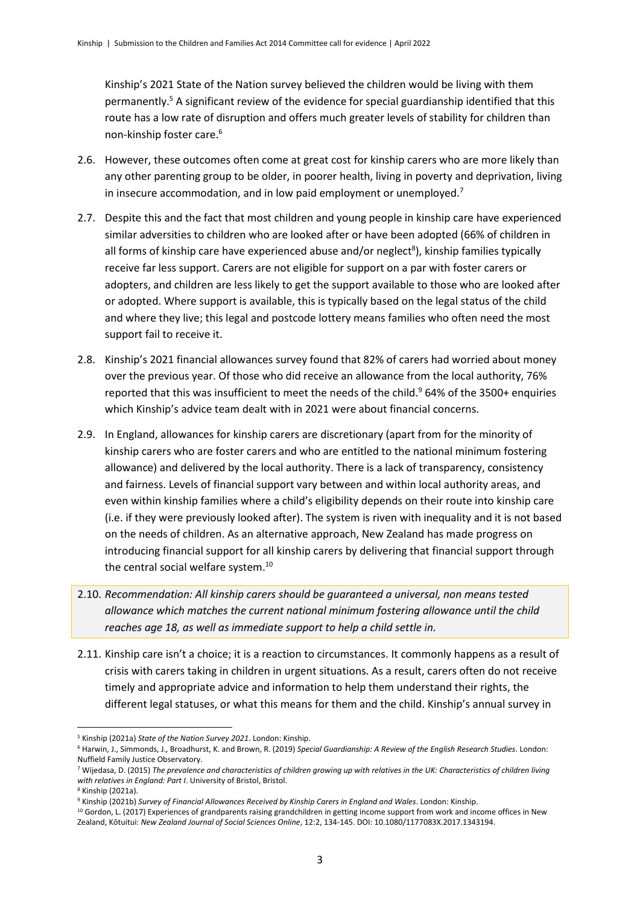Kinship's 2021 State of the Nation survey believed the children would be living with them permanently.[5] A significant review of the evidence for special guardianship identified that this route has a low rate of disruption and offers much greater levels of stability for children than non-kinship foster care.[6]

2.6. However, these outcomes often come at great cost for kinship carers who are more likely than any other parenting group to be older, in poorer health, living in poverty and deprivation, living in insecure accommodation, and in low paid employment or unemployed.[7]

2.7. Despite this and the fact that most children and young people in kinship care have experienced similar adversities to children who are looked after or have been adopted (66% of children in all forms of kinship care have experienced abuse and/or neglect[8]), kinship families typically receive far less support. Carers are not eligible for support on a par with foster carers or adopters, and children are less likely to get the support available to those who are looked after or adopted. Where support is available, this is typically based on the legal status of the child and where they live; this legal and postcode lottery means families who often need the most support fail to receive it.

2.8. Kinship's 2021 financial allowances survey found that 82% of carers had worried about money over the previous year. Of those who did receive an allowance from the local authority, 76% reported that this was insufficient to meet the needs of the child.[9] 64% of the 3500+ enquiries which Kinship's advice team dealt with in 2021 were about financial concerns.

2.9. In England, allowances for kinship carers are discretionary (apart from for the minority of kinship carers who are foster carers and who are entitled to the national minimum fostering allowance) and delivered by the local authority. There is a lack of transparency, consistency and fairness. Levels of financial support vary between and within local authority areas, and even within kinship families where a child's eligibility depends on their route into kinship care (i.e. if they were previously looked after). The system is riven with inequality and it is not based on the needs of children. As an alternative approach, New Zealand has made progress on introducing financial support for all kinship carers by delivering that financial support through the central social welfare system.[10]

2.10. *Recommendation: All kinship carers should be guaranteed a universal, non means tested allowance which matches the current national minimum fostering allowance until the child reaches age 18, as well as immediate support to help a child settle in.*

2.11. Kinship care isn't a choice; it is a reaction to circumstances. It commonly happens as a result of crisis with carers taking in children in urgent situations. As a result, carers often do not receive timely and appropriate advice and information to help them understand their rights, the different legal statuses, or what this means for them and the child. Kinship's annual survey in

---

[5] Kinship (2021a) *State of the Nation Survey 2021*. London: Kinship.

[6] Harwin, J., Simmonds, J., Broadhurst, K. and Brown, R. (2019) *Special Guardianship: A Review of the English Research Studies*. London: Nuffield Family Justice Observatory.

[7] Wijedasa, D. (2015) *The prevalence and characteristics of children growing up with relatives in the UK: Characteristics of children living with relatives in England: Part I*. University of Bristol, Bristol.

[8] Kinship (2021a).

[9] Kinship (2021b) *Survey of Financial Allowances Received by Kinship Carers in England and Wales*. London: Kinship.

[10] Gordon, L. (2017) Experiences of grandparents raising grandchildren in getting income support from work and income offices in New Zealand, Kōtuitui: *New Zealand Journal of Social Sciences Online*, 12:2, 134-145. DOI: 10.1080/1177083X.2017.1343194.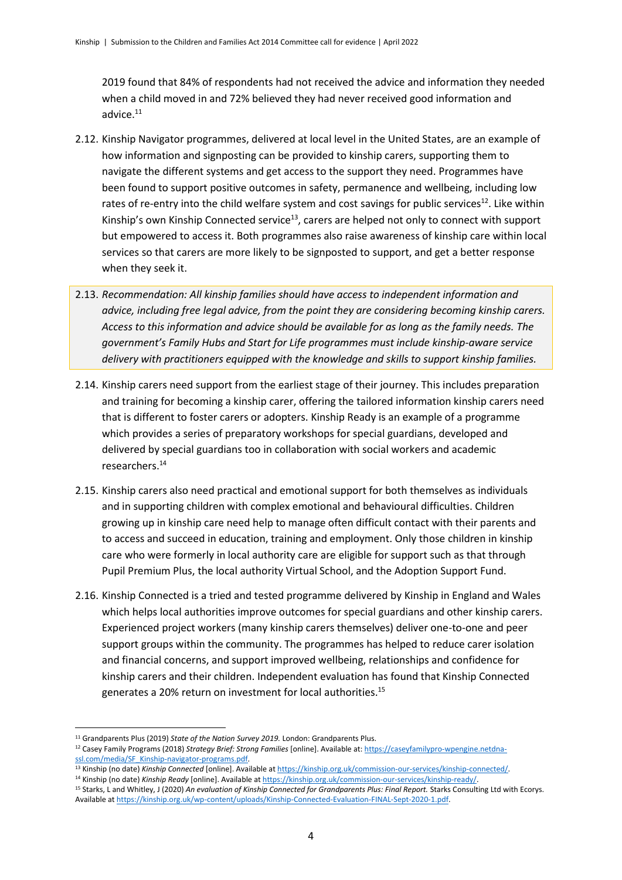2019 found that 84% of respondents had not received the advice and information they needed when a child moved in and 72% believed they had never received good information and advice.[11]

2.12. Kinship Navigator programmes, delivered at local level in the United States, are an example of how information and signposting can be provided to kinship carers, supporting them to navigate the different systems and get access to the support they need. Programmes have been found to support positive outcomes in safety, permanence and wellbeing, including low rates of re-entry into the child welfare system and cost savings for public services[12]. Like within Kinship's own Kinship Connected service[13], carers are helped not only to connect with support but empowered to access it. Both programmes also raise awareness of kinship care within local services so that carers are more likely to be signposted to support, and get a better response when they seek it.

2.13. *Recommendation: All kinship families should have access to independent information and advice, including free legal advice, from the point they are considering becoming kinship carers. Access to this information and advice should be available for as long as the family needs. The government's Family Hubs and Start for Life programmes must include kinship-aware service delivery with practitioners equipped with the knowledge and skills to support kinship families.*

2.14. Kinship carers need support from the earliest stage of their journey. This includes preparation and training for becoming a kinship carer, offering the tailored information kinship carers need that is different to foster carers or adopters. Kinship Ready is an example of a programme which provides a series of preparatory workshops for special guardians, developed and delivered by special guardians too in collaboration with social workers and academic researchers.[14]

2.15. Kinship carers also need practical and emotional support for both themselves as individuals and in supporting children with complex emotional and behavioural difficulties. Children growing up in kinship care need help to manage often difficult contact with their parents and to access and succeed in education, training and employment. Only those children in kinship care who were formerly in local authority care are eligible for support such as that through Pupil Premium Plus, the local authority Virtual School, and the Adoption Support Fund.

2.16. Kinship Connected is a tried and tested programme delivered by Kinship in England and Wales which helps local authorities improve outcomes for special guardians and other kinship carers. Experienced project workers (many kinship carers themselves) deliver one-to-one and peer support groups within the community. The programmes has helped to reduce carer isolation and financial concerns, and support improved wellbeing, relationships and confidence for kinship carers and their children. Independent evaluation has found that Kinship Connected generates a 20% return on investment for local authorities.[15]

---

[11] Grandparents Plus (2019) *State of the Nation Survey 2019.* London: Grandparents Plus.

[12] Casey Family Programs (2018) *Strategy Brief: Strong Families* [online]. Available at: https://caseyfamilypro-wpengine.netdna-ssl.com/media/SF_Kinship-navigator-programs.pdf.

[13] Kinship (no date) *Kinship Connected* [online]. Available at https://kinship.org.uk/commission-our-services/kinship-connected/.

[14] Kinship (no date) *Kinship Ready* [online]. Available at https://kinship.org.uk/commission-our-services/kinship-ready/.

[15] Starks, L and Whitley, J (2020) *An evaluation of Kinship Connected for Grandparents Plus: Final Report.* Starks Consulting Ltd with Ecorys. Available at https://kinship.org.uk/wp-content/uploads/Kinship-Connected-Evaluation-FINAL-Sept-2020-1.pdf.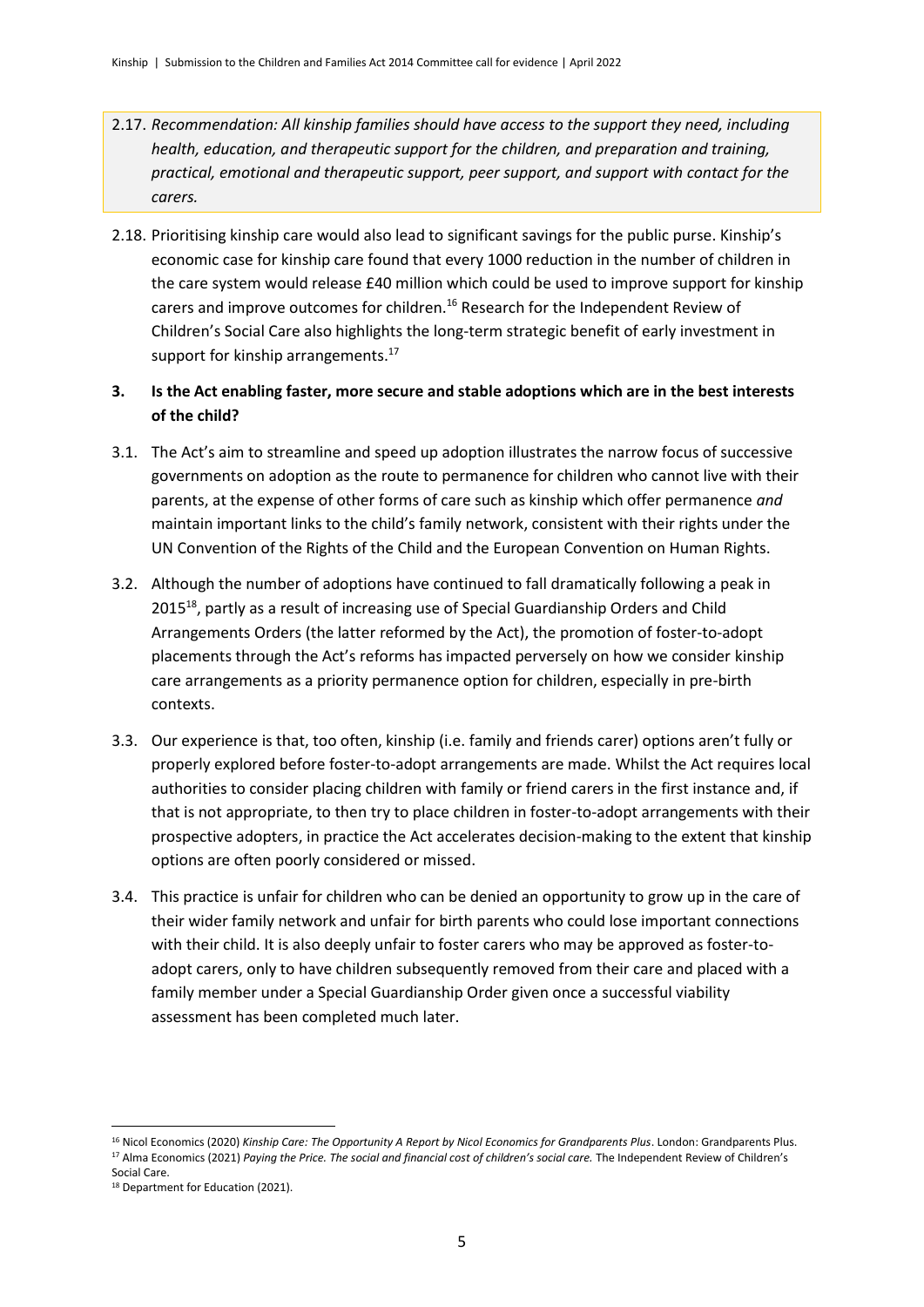2.17. *Recommendation: All kinship families should have access to the support they need, including health, education, and therapeutic support for the children, and preparation and training, practical, emotional and therapeutic support, peer support, and support with contact for the carers.*

2.18. Prioritising kinship care would also lead to significant savings for the public purse. Kinship's economic case for kinship care found that every 1000 reduction in the number of children in the care system would release £40 million which could be used to improve support for kinship carers and improve outcomes for children.[16] Research for the Independent Review of Children's Social Care also highlights the long-term strategic benefit of early investment in support for kinship arrangements.[17]

**3. Is the Act enabling faster, more secure and stable adoptions which are in the best interests of the child?**

3.1. The Act's aim to streamline and speed up adoption illustrates the narrow focus of successive governments on adoption as the route to permanence for children who cannot live with their parents, at the expense of other forms of care such as kinship which offer permanence *and* maintain important links to the child's family network, consistent with their rights under the UN Convention of the Rights of the Child and the European Convention on Human Rights.

3.2. Although the number of adoptions have continued to fall dramatically following a peak in 2015[18], partly as a result of increasing use of Special Guardianship Orders and Child Arrangements Orders (the latter reformed by the Act), the promotion of foster-to-adopt placements through the Act's reforms has impacted perversely on how we consider kinship care arrangements as a priority permanence option for children, especially in pre-birth contexts.

3.3. Our experience is that, too often, kinship (i.e. family and friends carer) options aren't fully or properly explored before foster-to-adopt arrangements are made. Whilst the Act requires local authorities to consider placing children with family or friend carers in the first instance and, if that is not appropriate, to then try to place children in foster-to-adopt arrangements with their prospective adopters, in practice the Act accelerates decision-making to the extent that kinship options are often poorly considered or missed.

3.4. This practice is unfair for children who can be denied an opportunity to grow up in the care of their wider family network and unfair for birth parents who could lose important connections with their child. It is also deeply unfair to foster carers who may be approved as foster-to-adopt carers, only to have children subsequently removed from their care and placed with a family member under a Special Guardianship Order given once a successful viability assessment has been completed much later.

---

[16] Nicol Economics (2020) *Kinship Care: The Opportunity A Report by Nicol Economics for Grandparents Plus*. London: Grandparents Plus.

[17] Alma Economics (2021) *Paying the Price. The social and financial cost of children's social care.* The Independent Review of Children's Social Care.

[18] Department for Education (2021).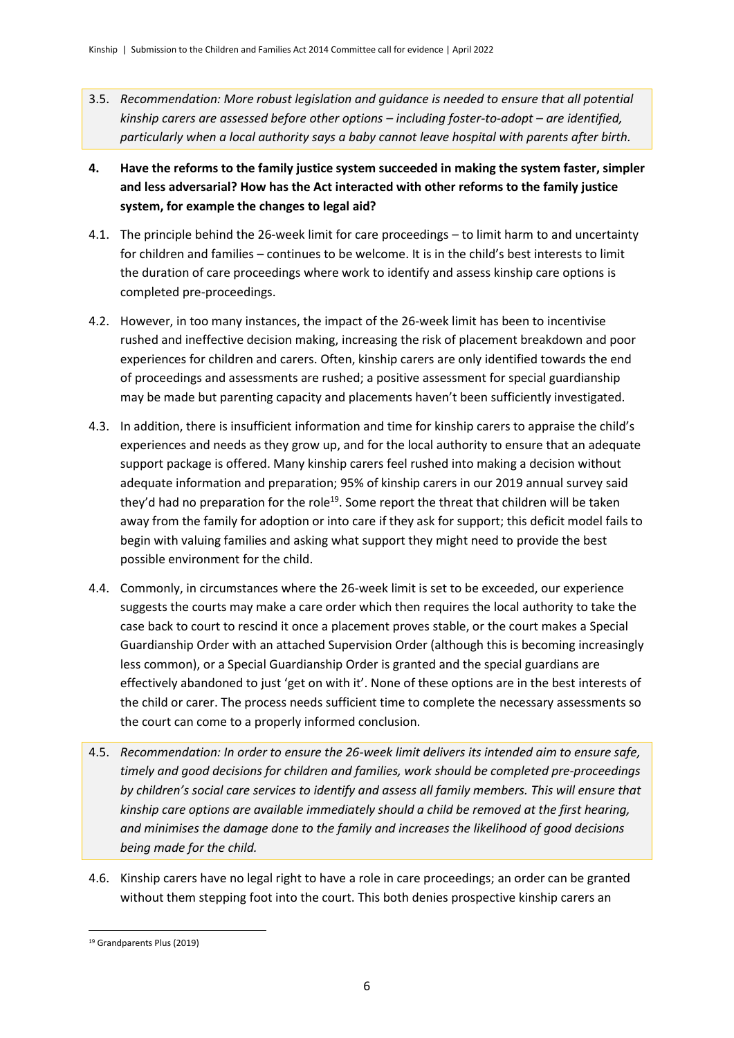3.5. *Recommendation: More robust legislation and guidance is needed to ensure that all potential kinship carers are assessed before other options – including foster-to-adopt – are identified, particularly when a local authority says a baby cannot leave hospital with parents after birth.*

**4. Have the reforms to the family justice system succeeded in making the system faster, simpler and less adversarial? How has the Act interacted with other reforms to the family justice system, for example the changes to legal aid?**

4.1. The principle behind the 26-week limit for care proceedings – to limit harm to and uncertainty for children and families – continues to be welcome. It is in the child's best interests to limit the duration of care proceedings where work to identify and assess kinship care options is completed pre-proceedings.

4.2. However, in too many instances, the impact of the 26-week limit has been to incentivise rushed and ineffective decision making, increasing the risk of placement breakdown and poor experiences for children and carers. Often, kinship carers are only identified towards the end of proceedings and assessments are rushed; a positive assessment for special guardianship may be made but parenting capacity and placements haven't been sufficiently investigated.

4.3. In addition, there is insufficient information and time for kinship carers to appraise the child's experiences and needs as they grow up, and for the local authority to ensure that an adequate support package is offered. Many kinship carers feel rushed into making a decision without adequate information and preparation; 95% of kinship carers in our 2019 annual survey said they'd had no preparation for the role[19]. Some report the threat that children will be taken away from the family for adoption or into care if they ask for support; this deficit model fails to begin with valuing families and asking what support they might need to provide the best possible environment for the child.

4.4. Commonly, in circumstances where the 26-week limit is set to be exceeded, our experience suggests the courts may make a care order which then requires the local authority to take the case back to court to rescind it once a placement proves stable, or the court makes a Special Guardianship Order with an attached Supervision Order (although this is becoming increasingly less common), or a Special Guardianship Order is granted and the special guardians are effectively abandoned to just 'get on with it'. None of these options are in the best interests of the child or carer. The process needs sufficient time to complete the necessary assessments so the court can come to a properly informed conclusion.

4.5. *Recommendation: In order to ensure the 26-week limit delivers its intended aim to ensure safe, timely and good decisions for children and families, work should be completed pre-proceedings by children's social care services to identify and assess all family members. This will ensure that kinship care options are available immediately should a child be removed at the first hearing, and minimises the damage done to the family and increases the likelihood of good decisions being made for the child.*

4.6. Kinship carers have no legal right to have a role in care proceedings; an order can be granted without them stepping foot into the court. This both denies prospective kinship carers an

[19] Grandparents Plus (2019)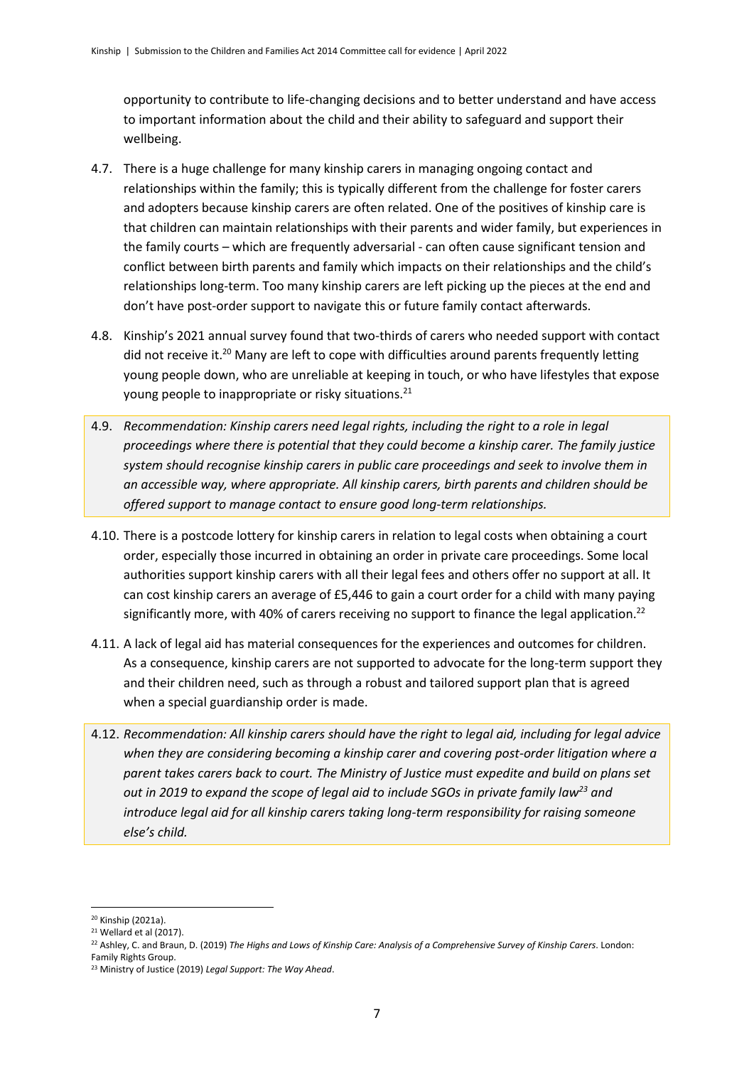opportunity to contribute to life-changing decisions and to better understand and have access to important information about the child and their ability to safeguard and support their wellbeing.

4.7. There is a huge challenge for many kinship carers in managing ongoing contact and relationships within the family; this is typically different from the challenge for foster carers and adopters because kinship carers are often related. One of the positives of kinship care is that children can maintain relationships with their parents and wider family, but experiences in the family courts – which are frequently adversarial - can often cause significant tension and conflict between birth parents and family which impacts on their relationships and the child's relationships long-term. Too many kinship carers are left picking up the pieces at the end and don't have post-order support to navigate this or future family contact afterwards.

4.8. Kinship's 2021 annual survey found that two-thirds of carers who needed support with contact did not receive it.[20] Many are left to cope with difficulties around parents frequently letting young people down, who are unreliable at keeping in touch, or who have lifestyles that expose young people to inappropriate or risky situations.[21]

4.9. *Recommendation: Kinship carers need legal rights, including the right to a role in legal proceedings where there is potential that they could become a kinship carer. The family justice system should recognise kinship carers in public care proceedings and seek to involve them in an accessible way, where appropriate. All kinship carers, birth parents and children should be offered support to manage contact to ensure good long-term relationships.*

4.10. There is a postcode lottery for kinship carers in relation to legal costs when obtaining a court order, especially those incurred in obtaining an order in private care proceedings. Some local authorities support kinship carers with all their legal fees and others offer no support at all. It can cost kinship carers an average of £5,446 to gain a court order for a child with many paying significantly more, with 40% of carers receiving no support to finance the legal application.[22]

4.11. A lack of legal aid has material consequences for the experiences and outcomes for children. As a consequence, kinship carers are not supported to advocate for the long-term support they and their children need, such as through a robust and tailored support plan that is agreed when a special guardianship order is made.

4.12. *Recommendation: All kinship carers should have the right to legal aid, including for legal advice when they are considering becoming a kinship carer and covering post-order litigation where a parent takes carers back to court. The Ministry of Justice must expedite and build on plans set out in 2019 to expand the scope of legal aid to include SGOs in private family law[23] and introduce legal aid for all kinship carers taking long-term responsibility for raising someone else's child.*

---

[20] Kinship (2021a).

[21] Wellard et al (2017).

[22] Ashley, C. and Braun, D. (2019) *The Highs and Lows of Kinship Care: Analysis of a Comprehensive Survey of Kinship Carers*. London: Family Rights Group.

[23] Ministry of Justice (2019) *Legal Support: The Way Ahead*.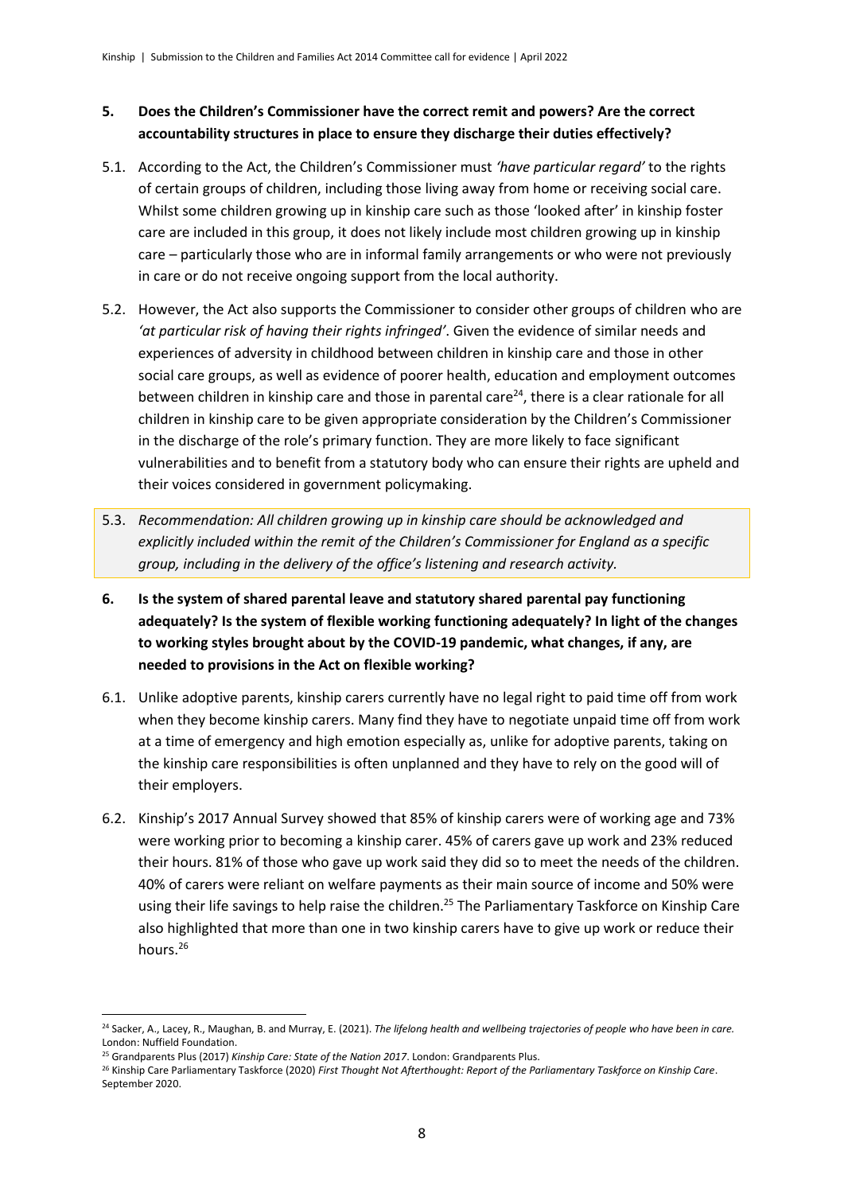**5. Does the Children's Commissioner have the correct remit and powers? Are the correct accountability structures in place to ensure they discharge their duties effectively?**

5.1. According to the Act, the Children's Commissioner must *'have particular regard'* to the rights of certain groups of children, including those living away from home or receiving social care. Whilst some children growing up in kinship care such as those 'looked after' in kinship foster care are included in this group, it does not likely include most children growing up in kinship care – particularly those who are in informal family arrangements or who were not previously in care or do not receive ongoing support from the local authority.

5.2. However, the Act also supports the Commissioner to consider other groups of children who are *'at particular risk of having their rights infringed'*. Given the evidence of similar needs and experiences of adversity in childhood between children in kinship care and those in other social care groups, as well as evidence of poorer health, education and employment outcomes between children in kinship care and those in parental care[24], there is a clear rationale for all children in kinship care to be given appropriate consideration by the Children's Commissioner in the discharge of the role's primary function. They are more likely to face significant vulnerabilities and to benefit from a statutory body who can ensure their rights are upheld and their voices considered in government policymaking.

5.3. *Recommendation: All children growing up in kinship care should be acknowledged and explicitly included within the remit of the Children's Commissioner for England as a specific group, including in the delivery of the office's listening and research activity.*

**6. Is the system of shared parental leave and statutory shared parental pay functioning adequately? Is the system of flexible working functioning adequately? In light of the changes to working styles brought about by the COVID-19 pandemic, what changes, if any, are needed to provisions in the Act on flexible working?**

6.1. Unlike adoptive parents, kinship carers currently have no legal right to paid time off from work when they become kinship carers. Many find they have to negotiate unpaid time off from work at a time of emergency and high emotion especially as, unlike for adoptive parents, taking on the kinship care responsibilities is often unplanned and they have to rely on the good will of their employers.

6.2. Kinship's 2017 Annual Survey showed that 85% of kinship carers were of working age and 73% were working prior to becoming a kinship carer. 45% of carers gave up work and 23% reduced their hours. 81% of those who gave up work said they did so to meet the needs of the children. 40% of carers were reliant on welfare payments as their main source of income and 50% were using their life savings to help raise the children.[25] The Parliamentary Taskforce on Kinship Care also highlighted that more than one in two kinship carers have to give up work or reduce their hours.[26]

---

[24] Sacker, A., Lacey, R., Maughan, B. and Murray, E. (2021). *The lifelong health and wellbeing trajectories of people who have been in care.* London: Nuffield Foundation.

[25] Grandparents Plus (2017) *Kinship Care: State of the Nation 2017*. London: Grandparents Plus.

[26] Kinship Care Parliamentary Taskforce (2020) *First Thought Not Afterthought: Report of the Parliamentary Taskforce on Kinship Care*. September 2020.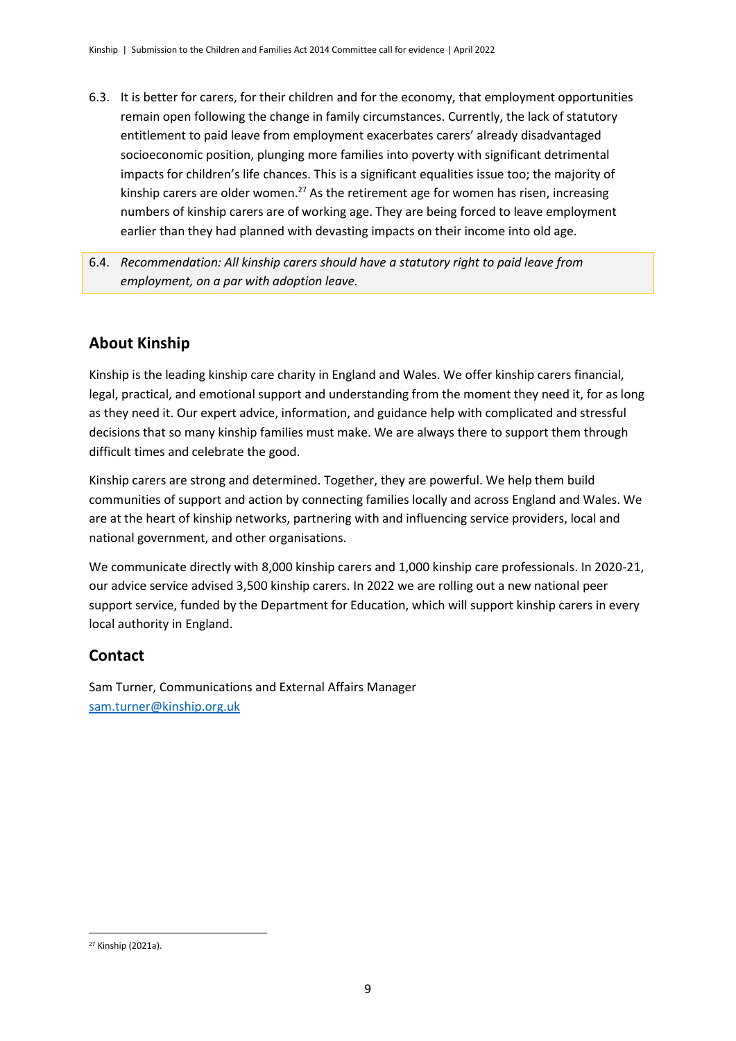6.3. It is better for carers, for their children and for the economy, that employment opportunities remain open following the change in family circumstances. Currently, the lack of statutory entitlement to paid leave from employment exacerbates carers' already disadvantaged socioeconomic position, plunging more families into poverty with significant detrimental impacts for children's life chances. This is a significant equalities issue too; the majority of kinship carers are older women.[27] As the retirement age for women has risen, increasing numbers of kinship carers are of working age. They are being forced to leave employment earlier than they had planned with devasting impacts on their income into old age.

6.4. *Recommendation: All kinship carers should have a statutory right to paid leave from employment, on a par with adoption leave.*

## About Kinship

Kinship is the leading kinship care charity in England and Wales. We offer kinship carers financial, legal, practical, and emotional support and understanding from the moment they need it, for as long as they need it. Our expert advice, information, and guidance help with complicated and stressful decisions that so many kinship families must make. We are always there to support them through difficult times and celebrate the good.

Kinship carers are strong and determined. Together, they are powerful. We help them build communities of support and action by connecting families locally and across England and Wales. We are at the heart of kinship networks, partnering with and influencing service providers, local and national government, and other organisations.

We communicate directly with 8,000 kinship carers and 1,000 kinship care professionals. In 2020-21, our advice service advised 3,500 kinship carers. In 2022 we are rolling out a new national peer support service, funded by the Department for Education, which will support kinship carers in every local authority in England.

## Contact

Sam Turner, Communications and External Affairs Manager
sam.turner@kinship.org.uk

[27] Kinship (2021a).